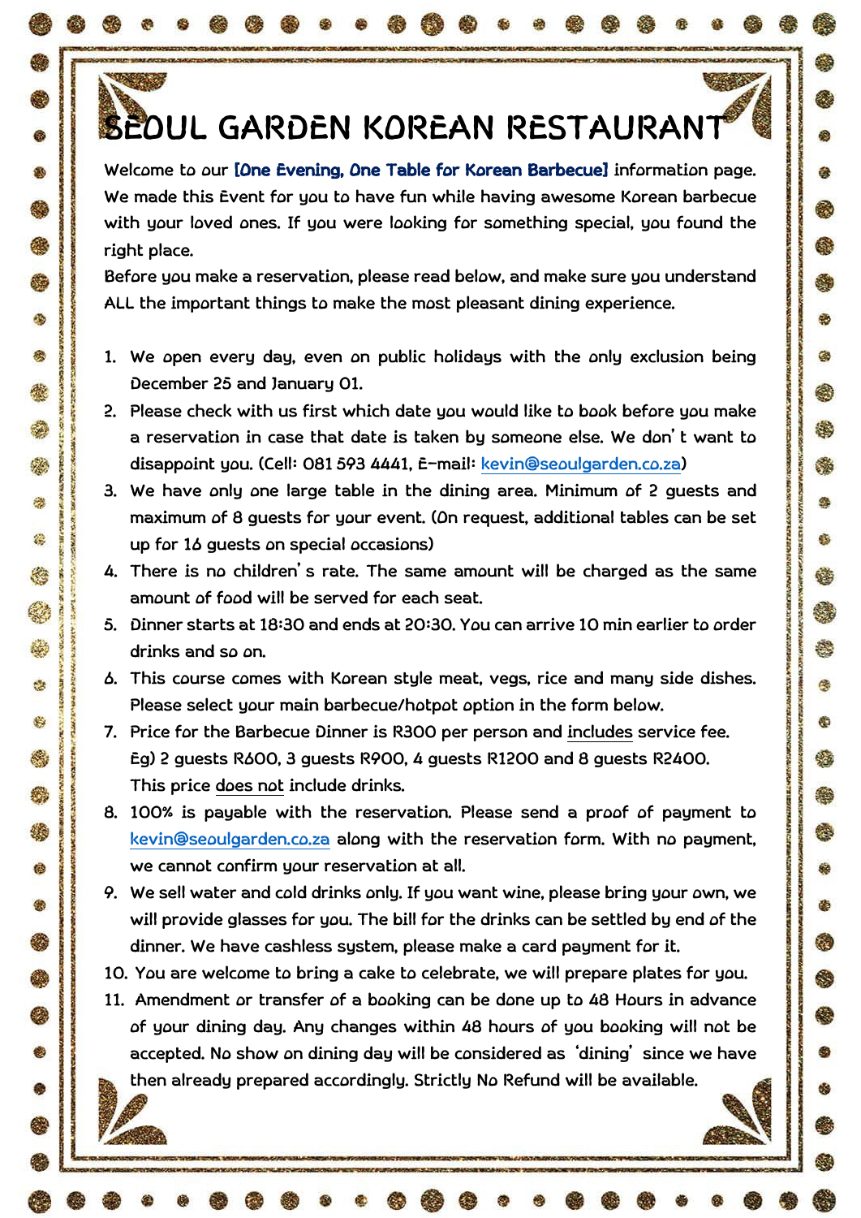# SEOUL GARDEN KOREAN RESTAURANT

Welcome to our **[One Evening, One Table for Korean Barbecue]** information page. We made this Event for you to have fun while having awesome Korean barbecue with your loved ones. If you were looking for something special, you found the right place.

Before you make a reservation, please read below, and make sure you understand ALL the important things to make the most pleasant dining experience.

1. We open every day, even on public holidays with the only exclusion being December 25 and January 01.
2. Please check with us first which date you would like to book before you make a reservation in case that date is taken by someone else. We don't want to disappoint you. (Cell: 081 593 4441, E-mail: kevin@seoulgarden.co.za)
3. We have only one large table in the dining area. Minimum of 2 guests and maximum of 8 guests for your event. (On request, additional tables can be set up for 16 guests on special occasions)
4. There is no children's rate. The same amount will be charged as the same amount of food will be served for each seat.
5. Dinner starts at 18:30 and ends at 20:30. You can arrive 10 min earlier to order drinks and so on.
6. This course comes with Korean style meat, vegs, rice and many side dishes. Please select your main barbecue/hotpot option in the form below.
7. Price for the Barbecue Dinner is R300 per person and <u>includes</u> service fee.
   Eg) 2 guests R600, 3 guests R900, 4 guests R1200 and 8 guests R2400.
   This price <u>does not</u> include drinks.
8. 100% is payable with the reservation. Please send a proof of payment to kevin@seoulgarden.co.za along with the reservation form. With no payment, we cannot confirm your reservation at all.
9. We sell water and cold drinks only. If you want wine, please bring your own, we will provide glasses for you. The bill for the drinks can be settled by end of the dinner. We have cashless system, please make a card payment for it.
10. You are welcome to bring a cake to celebrate, we will prepare plates for you.
11. Amendment or transfer of a booking can be done up to 48 Hours in advance of your dining day. Any changes within 48 hours of you booking will not be accepted. No show on dining day will be considered as 'dining' since we have then already prepared accordingly. Strictly No Refund will be available.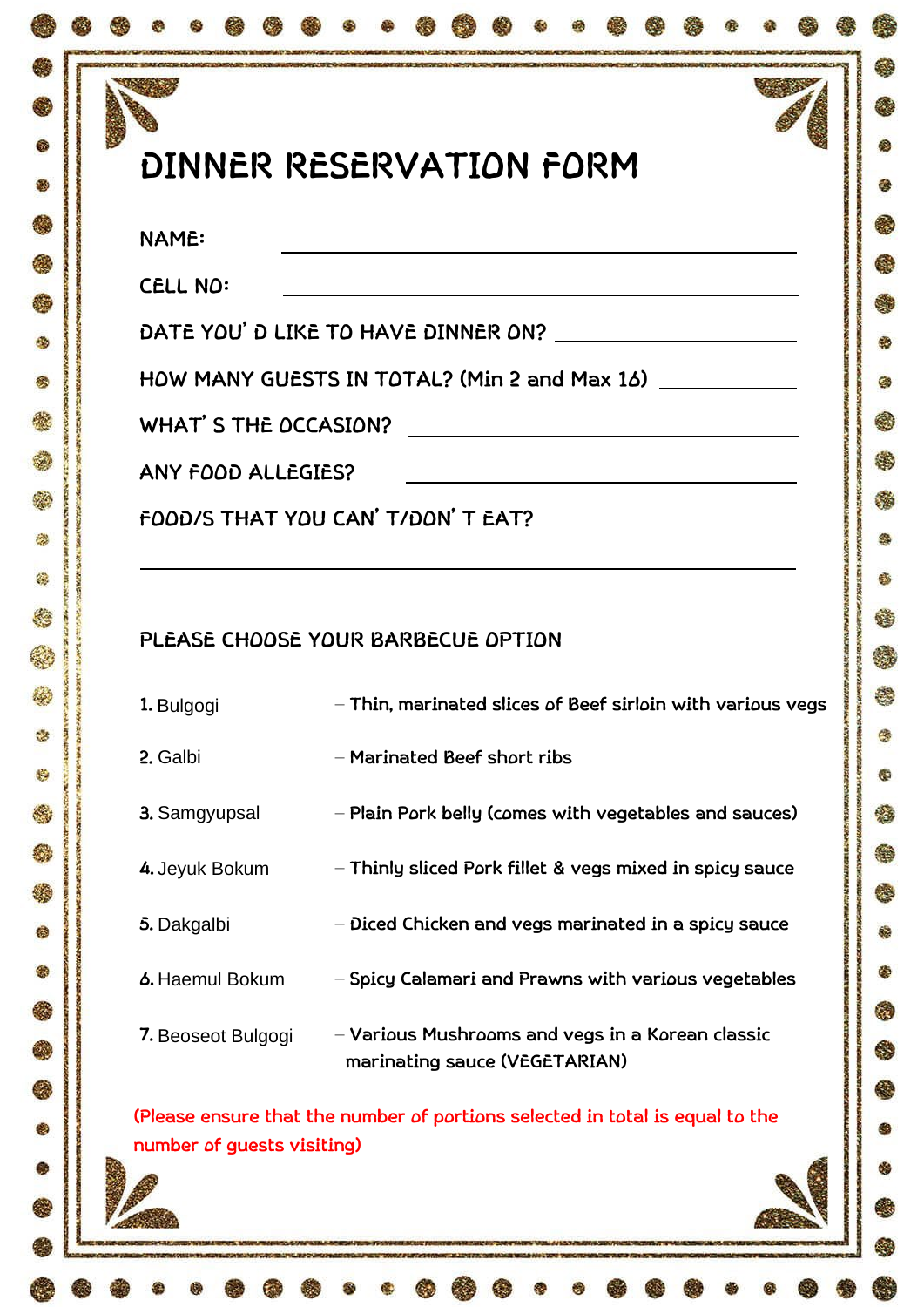# DINNER RESERVATION FORM

NAME: ______________________________

CELL NO: ______________________________

DATE YOU' D LIKE TO HAVE DINNER ON? ______________________________

HOW MANY GUESTS IN TOTAL? (Min 2 and Max 16) ______________

WHAT' S THE OCCASION? ______________________________

ANY FOOD ALLEGIES? ______________________________

FOOD/S THAT YOU CAN' T/DON' T EAT?

______________________________

## PLEASE CHOOSE YOUR BARBECUE OPTION

1. Bulgogi – Thin, marinated slices of Beef sirloin with various vegs
2. Galbi – Marinated Beef short ribs
3. Samgyupsal – Plain Pork belly (comes with vegetables and sauces)
4. Jeyuk Bokum – Thinly sliced Pork fillet & vegs mixed in spicy sauce
5. Dakgalbi – Diced Chicken and vegs marinated in a spicy sauce
6. Haemul Bokum – Spicy Calamari and Prawns with various vegetables
7. Beoseot Bulgogi – Various Mushrooms and vegs in a Korean classic marinating sauce (VEGETARIAN)

(Please ensure that the number of portions selected in total is equal to the number of guests visiting)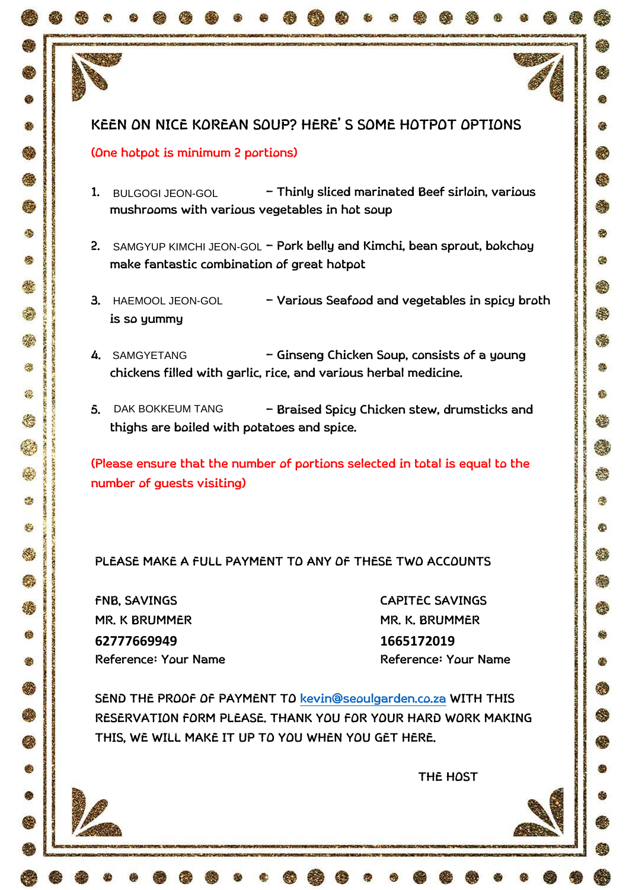## KEEN ON NICE KOREAN SOUP? HERE'S SOME HOTPOT OPTIONS

(One hotpot is minimum 2 portions)

1. BULGOGI JEON-GOL – Thinly sliced marinated Beef sirloin, various mushrooms with various vegetables in hot soup
2. SAMGYUP KIMCHI JEON-GOL – Pork belly and Kimchi, bean sprout, bokchoy make fantastic combination of great hotpot
3. HAEMOOL JEON-GOL – Various Seafood and vegetables in spicy broth is so yummy
4. SAMGYETANG – Ginseng Chicken Soup, consists of a young chickens filled with garlic, rice, and various herbal medicine.
5. DAK BOKKEUM TANG – Braised Spicy Chicken stew, drumsticks and thighs are boiled with potatoes and spice.

(Please ensure that the number of portions selected in total is equal to the number of guests visiting)

PLEASE MAKE A FULL PAYMENT TO ANY OF THESE TWO ACCOUNTS

FNB, SAVINGS
MR. K BRUMMER
**62777669949**
Reference: Your Name

CAPITEC SAVINGS
MR. K. BRUMMER
**1665172019**
Reference: Your Name

SEND THE PROOF OF PAYMENT TO kevin@seoulgarden.co.za WITH THIS RESERVATION FORM PLEASE. THANK YOU FOR YOUR HARD WORK MAKING THIS, WE WILL MAKE IT UP TO YOU WHEN YOU GET HERE.

THE HOST